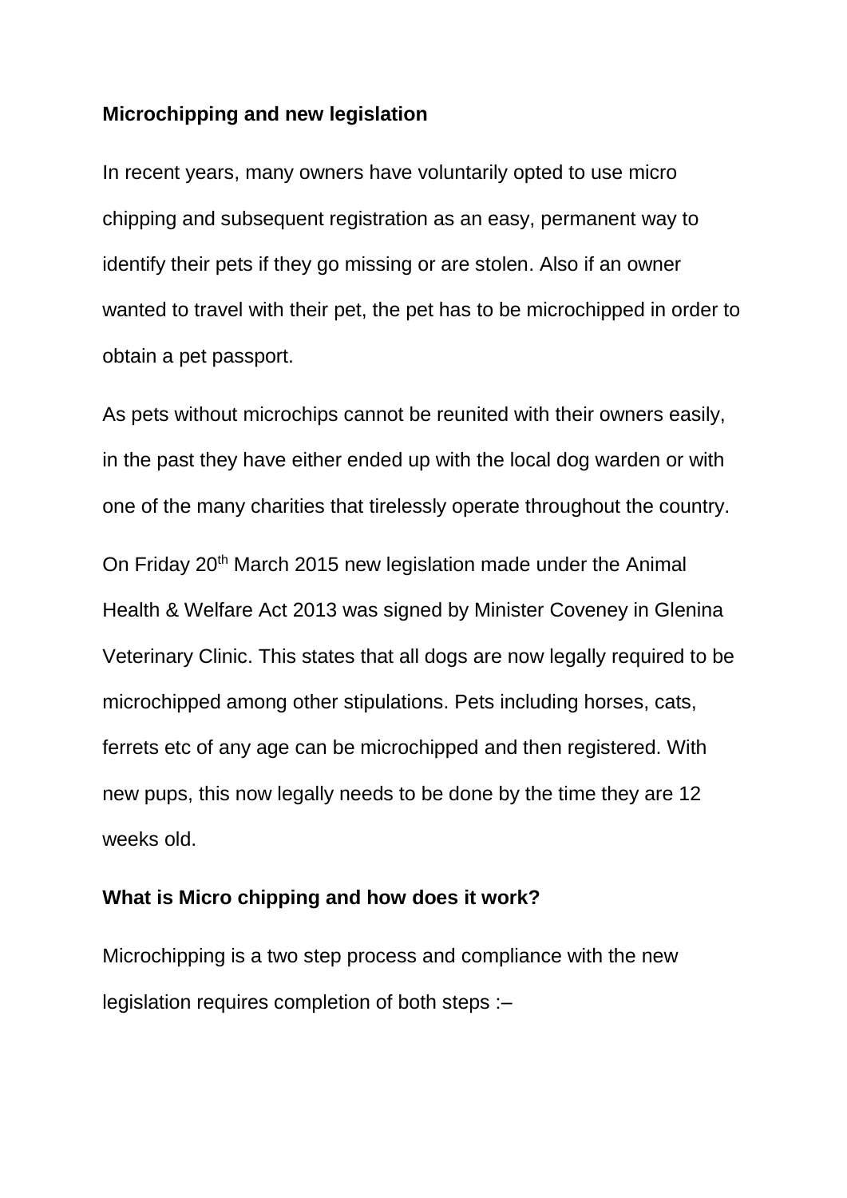**Microchipping and new legislation**

In recent years, many owners have voluntarily opted to use micro chipping and subsequent registration as an easy, permanent way to identify their pets if they go missing or are stolen. Also if an owner wanted to travel with their pet, the pet has to be microchipped in order to obtain a pet passport.

As pets without microchips cannot be reunited with their owners easily, in the past they have either ended up with the local dog warden or with one of the many charities that tirelessly operate throughout the country.

On Friday 20th March 2015 new legislation made under the Animal Health & Welfare Act 2013 was signed by Minister Coveney in Glenina Veterinary Clinic. This states that all dogs are now legally required to be microchipped among other stipulations. Pets including horses, cats, ferrets etc of any age can be microchipped and then registered. With new pups, this now legally needs to be done by the time they are 12 weeks old.

**What is Micro chipping and how does it work?**

Microchipping is a two step process and compliance with the new legislation requires completion of both steps :–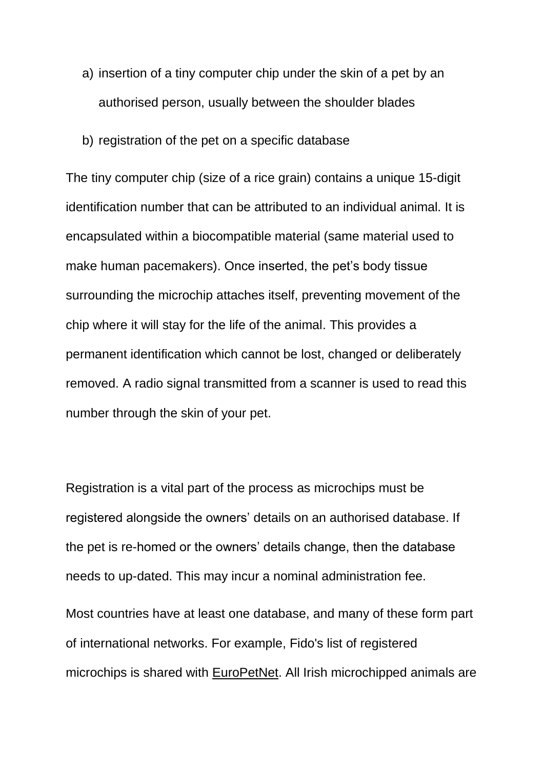a) insertion of a tiny computer chip under the skin of a pet by an authorised person, usually between the shoulder blades

b) registration of the pet on a specific database

The tiny computer chip (size of a rice grain) contains a unique 15-digit identification number that can be attributed to an individual animal. It is encapsulated within a biocompatible material (same material used to make human pacemakers). Once inserted, the pet's body tissue surrounding the microchip attaches itself, preventing movement of the chip where it will stay for the life of the animal. This provides a permanent identification which cannot be lost, changed or deliberately removed. A radio signal transmitted from a scanner is used to read this number through the skin of your pet.

Registration is a vital part of the process as microchips must be registered alongside the owners' details on an authorised database. If the pet is re-homed or the owners' details change, then the database needs to up-dated. This may incur a nominal administration fee.

Most countries have at least one database, and many of these form part of international networks. For example, Fido's list of registered microchips is shared with EuroPetNet. All Irish microchipped animals are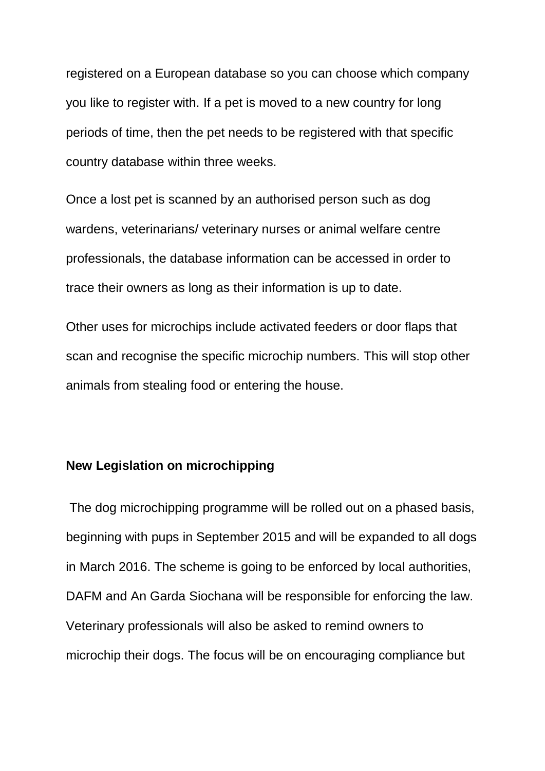registered on a European database so you can choose which company you like to register with. If a pet is moved to a new country for long periods of time, then the pet needs to be registered with that specific country database within three weeks.

Once a lost pet is scanned by an authorised person such as dog wardens, veterinarians/ veterinary nurses or animal welfare centre professionals, the database information can be accessed in order to trace their owners as long as their information is up to date.

Other uses for microchips include activated feeders or door flaps that scan and recognise the specific microchip numbers. This will stop other animals from stealing food or entering the house.

**New Legislation on microchipping**

The dog microchipping programme will be rolled out on a phased basis, beginning with pups in September 2015 and will be expanded to all dogs in March 2016. The scheme is going to be enforced by local authorities, DAFM and An Garda Siochana will be responsible for enforcing the law. Veterinary professionals will also be asked to remind owners to microchip their dogs. The focus will be on encouraging compliance but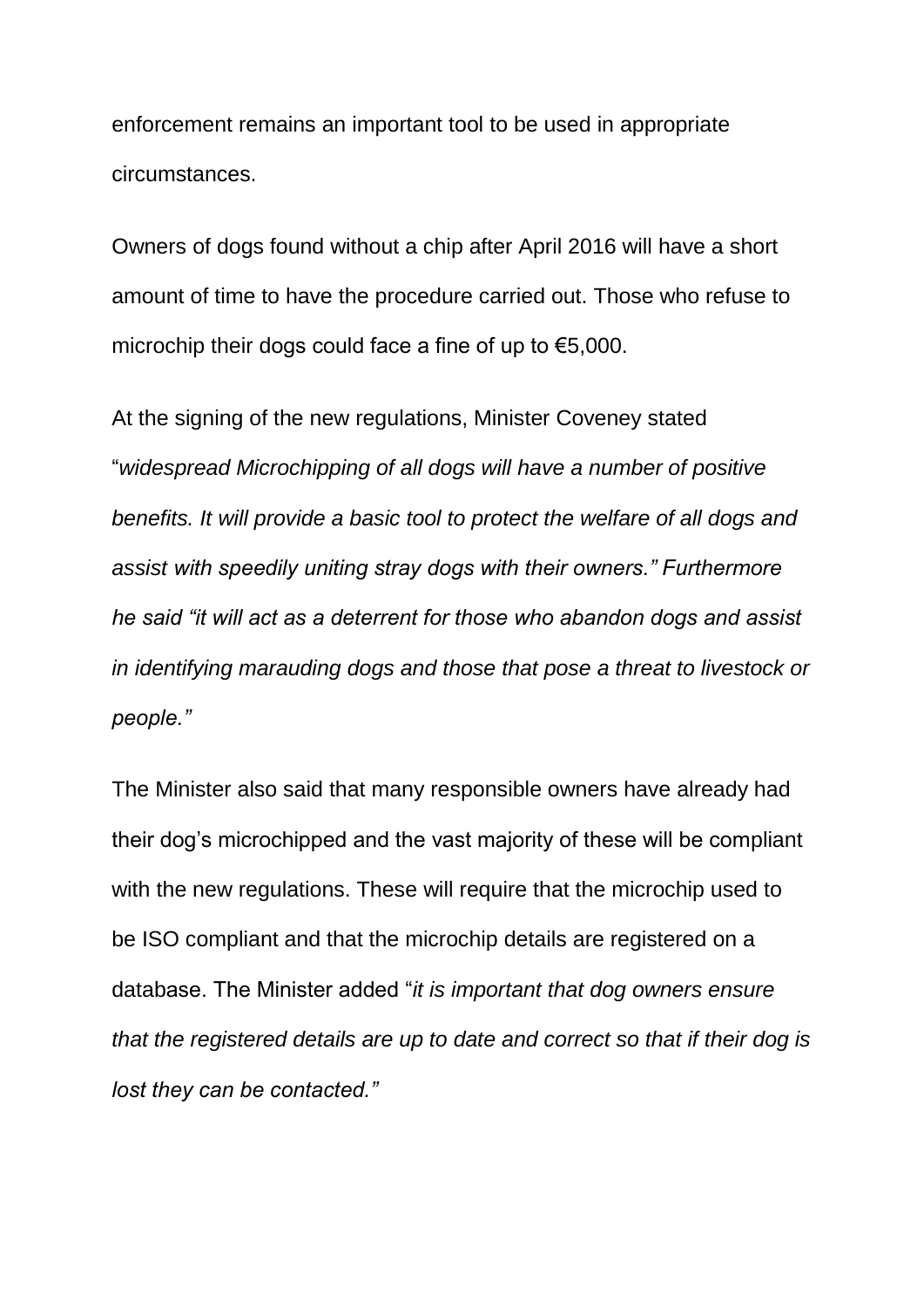enforcement remains an important tool to be used in appropriate circumstances.

Owners of dogs found without a chip after April 2016 will have a short amount of time to have the procedure carried out. Those who refuse to microchip their dogs could face a fine of up to €5,000.

At the signing of the new regulations, Minister Coveney stated "*widespread Microchipping of all dogs will have a number of positive benefits. It will provide a basic tool to protect the welfare of all dogs and assist with speedily uniting stray dogs with their owners." Furthermore he said "it will act as a deterrent for those who abandon dogs and assist in identifying marauding dogs and those that pose a threat to livestock or people."*

The Minister also said that many responsible owners have already had their dog's microchipped and the vast majority of these will be compliant with the new regulations. These will require that the microchip used to be ISO compliant and that the microchip details are registered on a database. The Minister added "*it is important that dog owners ensure that the registered details are up to date and correct so that if their dog is lost they can be contacted."*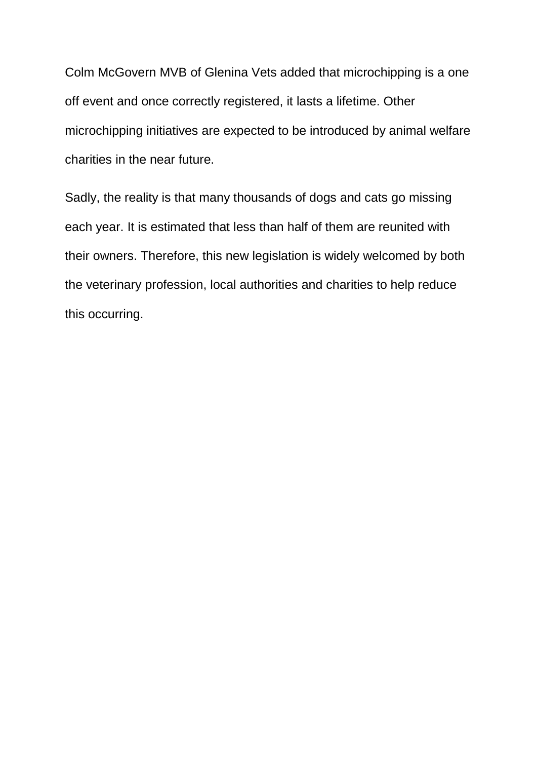Colm McGovern MVB of Glenina Vets added that microchipping is a one off event and once correctly registered, it lasts a lifetime. Other microchipping initiatives are expected to be introduced by animal welfare charities in the near future.

Sadly, the reality is that many thousands of dogs and cats go missing each year. It is estimated that less than half of them are reunited with their owners. Therefore, this new legislation is widely welcomed by both the veterinary profession, local authorities and charities to help reduce this occurring.